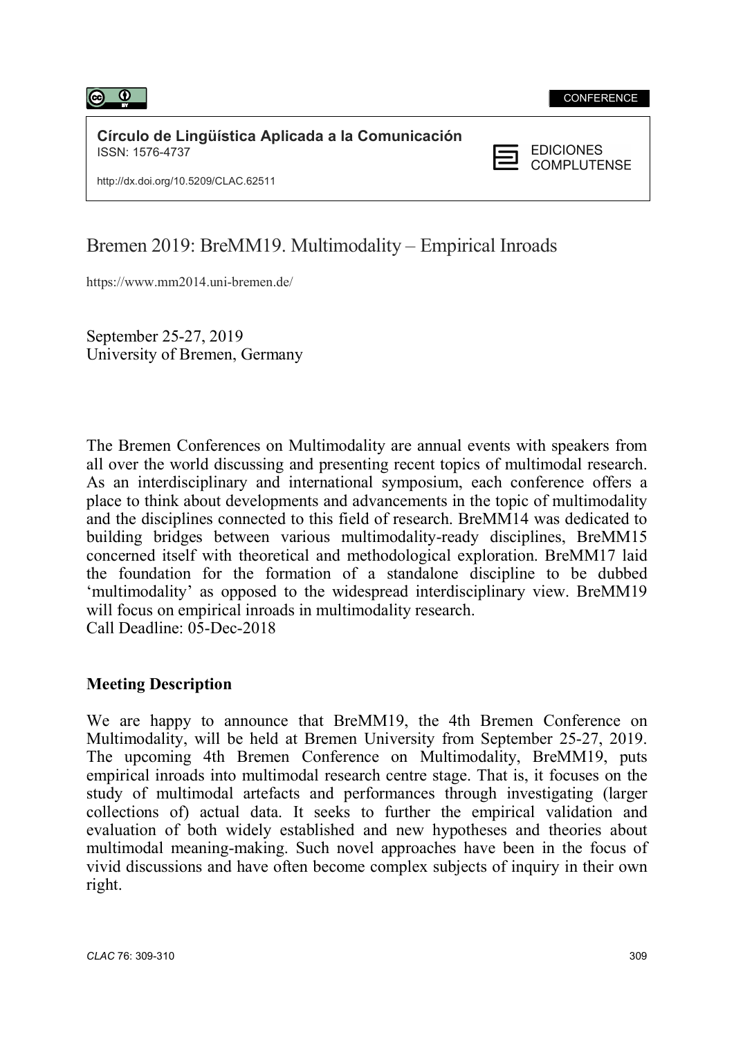CONFERENCE

**Círculo de Lingüística Aplicada a la Comunicación**
ISSN: 1576-4737

http://dx.doi.org/10.5209/CLAC.62511

EDICIONES COMPLUTENSE

# Bremen 2019: BreMM19. Multimodality – Empirical Inroads

https://www.mm2014.uni-bremen.de/

September 25-27, 2019
University of Bremen, Germany

The Bremen Conferences on Multimodality are annual events with speakers from all over the world discussing and presenting recent topics of multimodal research. As an interdisciplinary and international symposium, each conference offers a place to think about developments and advancements in the topic of multimodality and the disciplines connected to this field of research. BreMM14 was dedicated to building bridges between various multimodality-ready disciplines, BreMM15 concerned itself with theoretical and methodological exploration. BreMM17 laid the foundation for the formation of a standalone discipline to be dubbed 'multimodality' as opposed to the widespread interdisciplinary view. BreMM19 will focus on empirical inroads in multimodality research.
Call Deadline: 05-Dec-2018

## Meeting Description

We are happy to announce that BreMM19, the 4th Bremen Conference on Multimodality, will be held at Bremen University from September 25-27, 2019. The upcoming 4th Bremen Conference on Multimodality, BreMM19, puts empirical inroads into multimodal research centre stage. That is, it focuses on the study of multimodal artefacts and performances through investigating (larger collections of) actual data. It seeks to further the empirical validation and evaluation of both widely established and new hypotheses and theories about multimodal meaning-making. Such novel approaches have been in the focus of vivid discussions and have often become complex subjects of inquiry in their own right.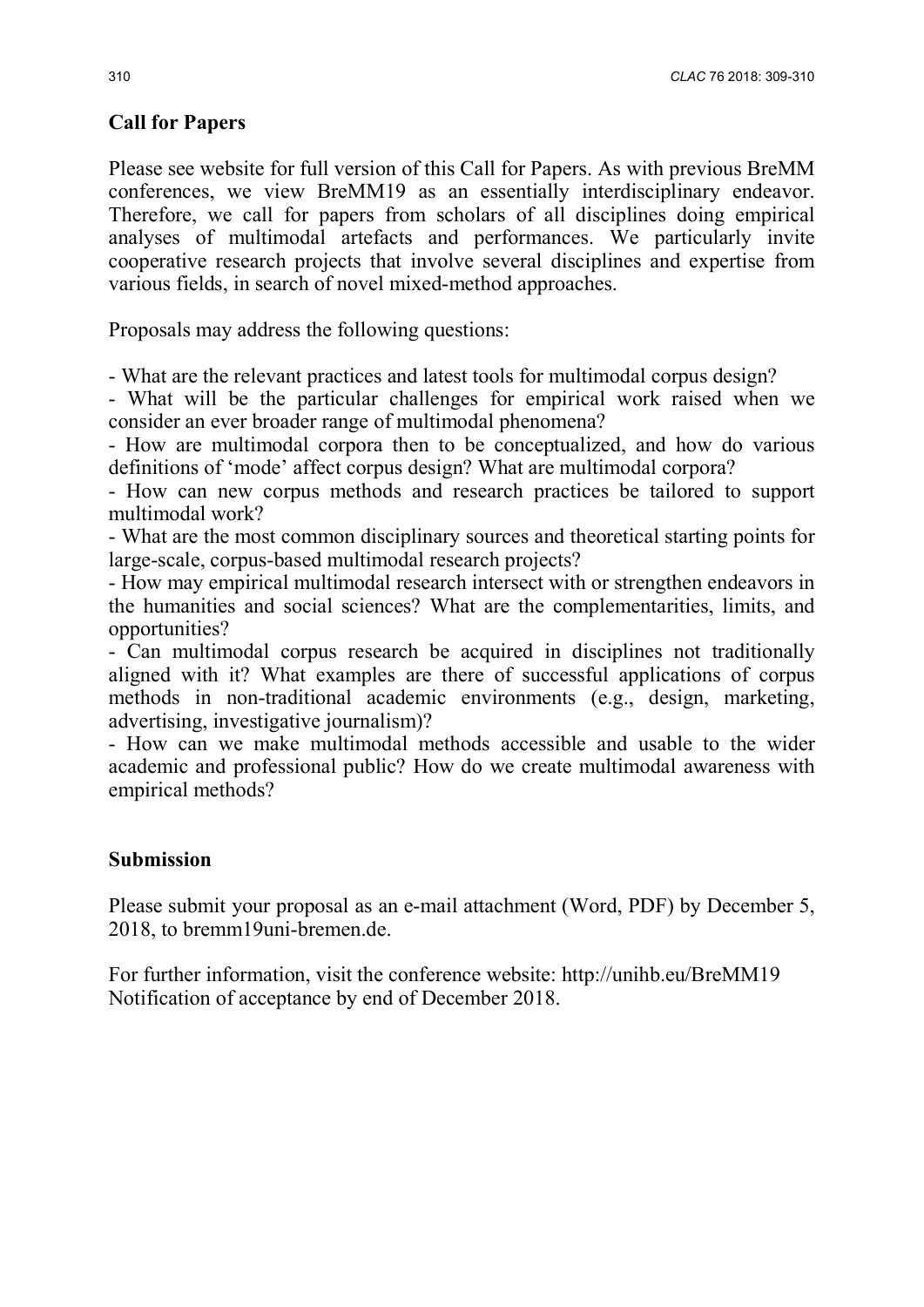## Call for Papers

Please see website for full version of this Call for Papers. As with previous BreMM conferences, we view BreMM19 as an essentially interdisciplinary endeavor. Therefore, we call for papers from scholars of all disciplines doing empirical analyses of multimodal artefacts and performances. We particularly invite cooperative research projects that involve several disciplines and expertise from various fields, in search of novel mixed-method approaches.

Proposals may address the following questions:

- What are the relevant practices and latest tools for multimodal corpus design?
- What will be the particular challenges for empirical work raised when we consider an ever broader range of multimodal phenomena?
- How are multimodal corpora then to be conceptualized, and how do various definitions of 'mode' affect corpus design? What are multimodal corpora?
- How can new corpus methods and research practices be tailored to support multimodal work?
- What are the most common disciplinary sources and theoretical starting points for large-scale, corpus-based multimodal research projects?
- How may empirical multimodal research intersect with or strengthen endeavors in the humanities and social sciences? What are the complementarities, limits, and opportunities?
- Can multimodal corpus research be acquired in disciplines not traditionally aligned with it? What examples are there of successful applications of corpus methods in non-traditional academic environments (e.g., design, marketing, advertising, investigative journalism)?
- How can we make multimodal methods accessible and usable to the wider academic and professional public? How do we create multimodal awareness with empirical methods?

## Submission

Please submit your proposal as an e-mail attachment (Word, PDF) by December 5, 2018, to bremm19uni-bremen.de.

For further information, visit the conference website: http://unihb.eu/BreMM19
Notification of acceptance by end of December 2018.